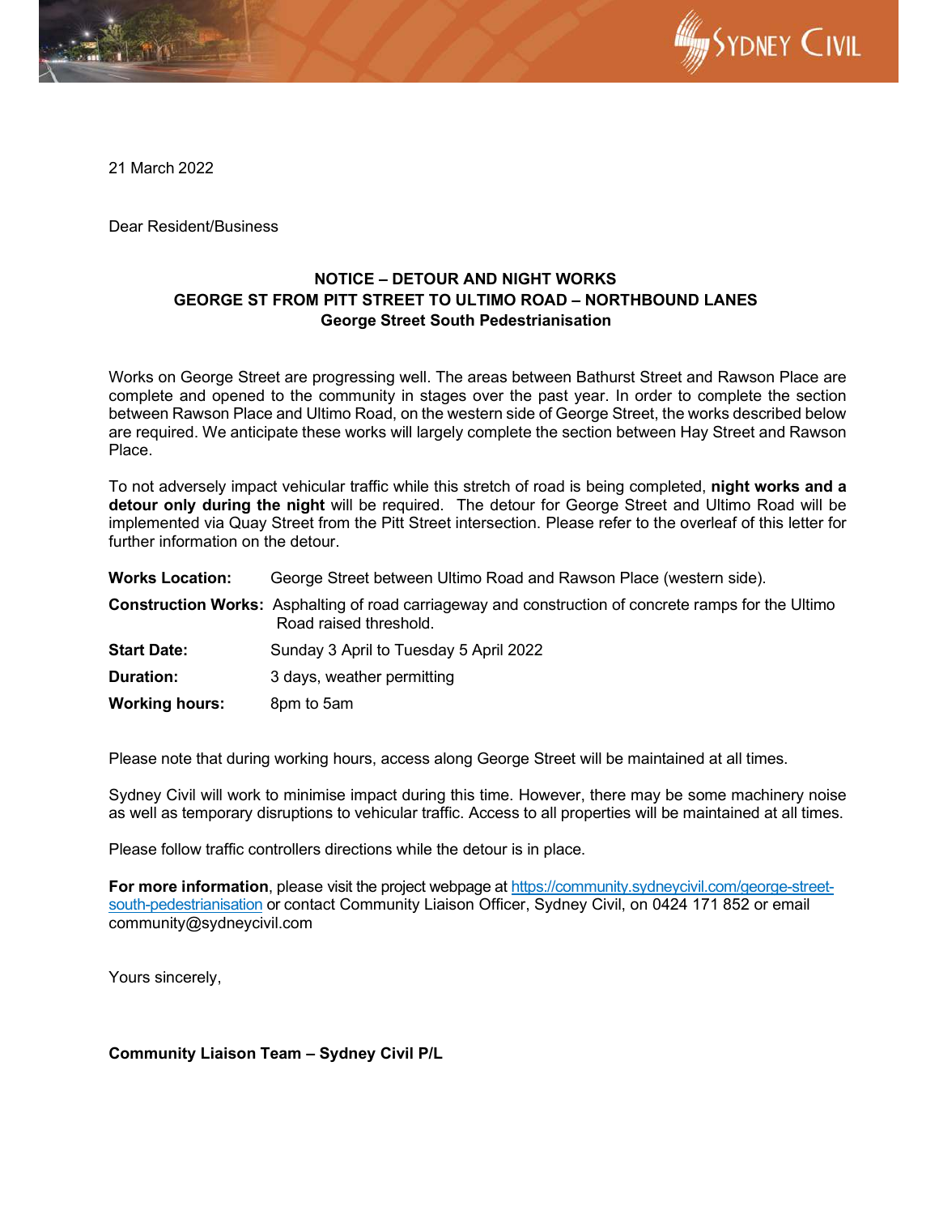21 March 2022

Dear Resident/Business

**NOTICE – DETOUR AND NIGHT WORKS**
**GEORGE ST FROM PITT STREET TO ULTIMO ROAD – NORTHBOUND LANES**
**George Street South Pedestrianisation**

Works on George Street are progressing well. The areas between Bathurst Street and Rawson Place are complete and opened to the community in stages over the past year. In order to complete the section between Rawson Place and Ultimo Road, on the western side of George Street, the works described below are required. We anticipate these works will largely complete the section between Hay Street and Rawson Place.

To not adversely impact vehicular traffic while this stretch of road is being completed, **night works and a detour only during the night** will be required. The detour for George Street and Ultimo Road will be implemented via Quay Street from the Pitt Street intersection. Please refer to the overleaf of this letter for further information on the detour.

**Works Location:** George Street between Ultimo Road and Rawson Place (western side).

**Construction Works:** Asphalting of road carriageway and construction of concrete ramps for the Ultimo Road raised threshold.

**Start Date:** Sunday 3 April to Tuesday 5 April 2022

**Duration:** 3 days, weather permitting

**Working hours:** 8pm to 5am

Please note that during working hours, access along George Street will be maintained at all times.

Sydney Civil will work to minimise impact during this time. However, there may be some machinery noise as well as temporary disruptions to vehicular traffic. Access to all properties will be maintained at all times.

Please follow traffic controllers directions while the detour is in place.

**For more information**, please visit the project webpage at https://community.sydneycivil.com/george-street-south-pedestrianisation or contact Community Liaison Officer, Sydney Civil, on 0424 171 852 or email community@sydneycivil.com

Yours sincerely,

**Community Liaison Team – Sydney Civil P/L**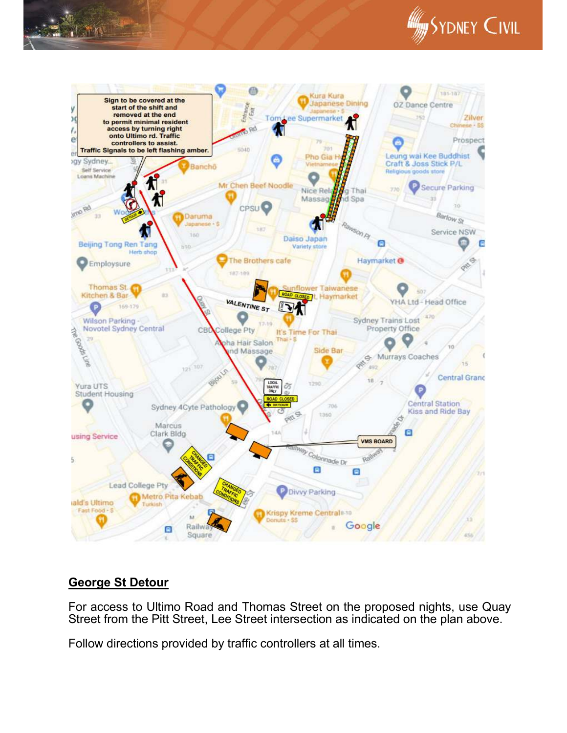## George St Detour

For access to Ultimo Road and Thomas Street on the proposed nights, use Quay Street from the Pitt Street, Lee Street intersection as indicated on the plan above.

Follow directions provided by traffic controllers at all times.